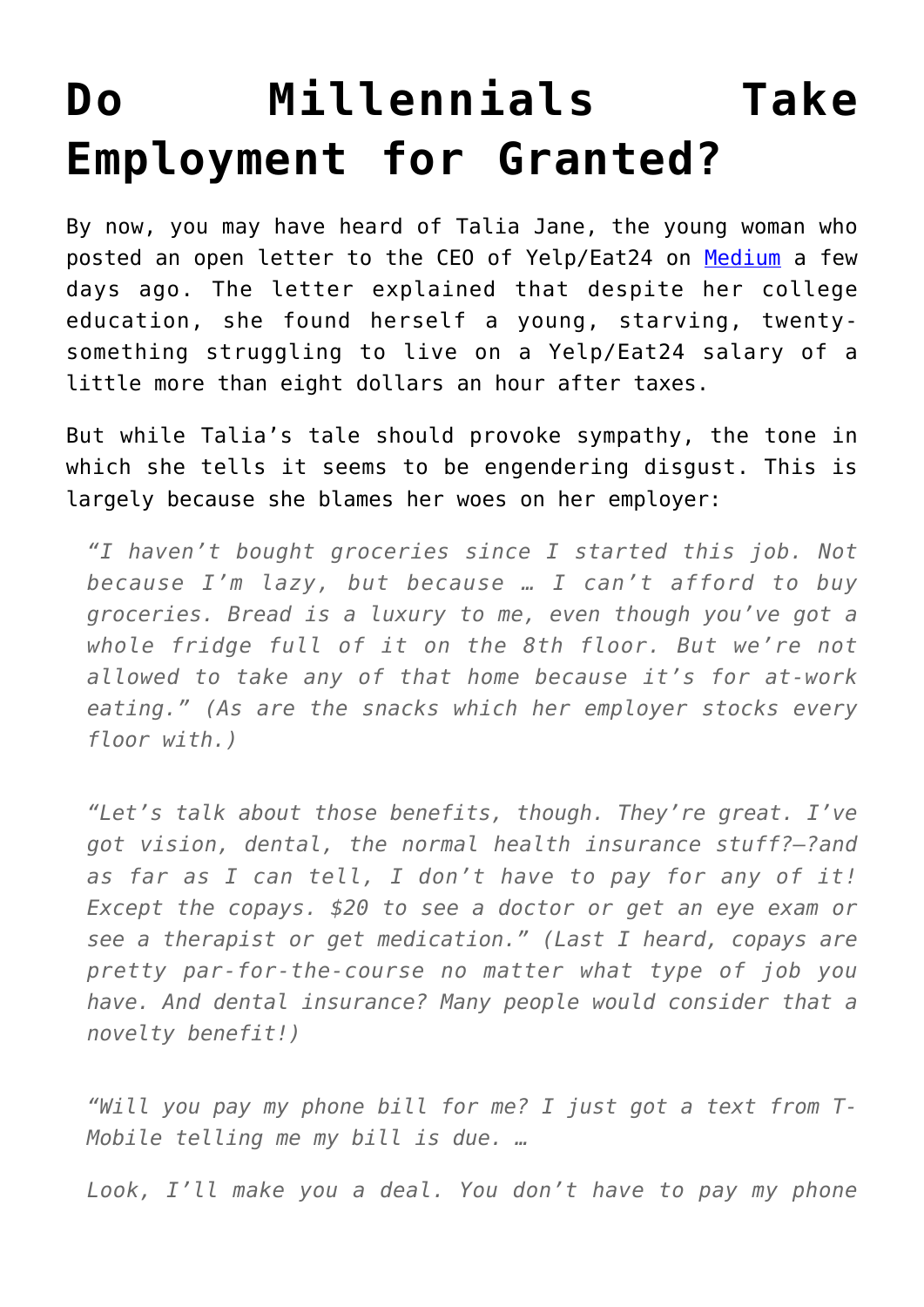# Do Millennials Take Employment for Granted?

By now, you may have heard of Talia Jane, the young woman who posted an open letter to the CEO of Yelp/Eat24 on [Medium](#) a few days ago. The letter explained that despite her college education, she found herself a young, starving, twenty-something struggling to live on a Yelp/Eat24 salary of a little more than eight dollars an hour after taxes.

But while Talia's tale should provoke sympathy, the tone in which she tells it seems to be engendering disgust. This is largely because she blames her woes on her employer:

> *"I haven't bought groceries since I started this job. Not because I'm lazy, but because … I can't afford to buy groceries. Bread is a luxury to me, even though you've got a whole fridge full of it on the 8th floor. But we're not allowed to take any of that home because it's for at-work eating." (As are the snacks which her employer stocks every floor with.)*

> *"Let's talk about those benefits, though. They're great. I've got vision, dental, the normal health insurance stuff?—?and as far as I can tell, I don't have to pay for any of it! Except the copays. $20 to see a doctor or get an eye exam or see a therapist or get medication." (Last I heard, copays are pretty par-for-the-course no matter what type of job you have. And dental insurance? Many people would consider that a novelty benefit!)*

> *"Will you pay my phone bill for me? I just got a text from T-Mobile telling me my bill is due. …*
>
> *Look, I'll make you a deal. You don't have to pay my phone*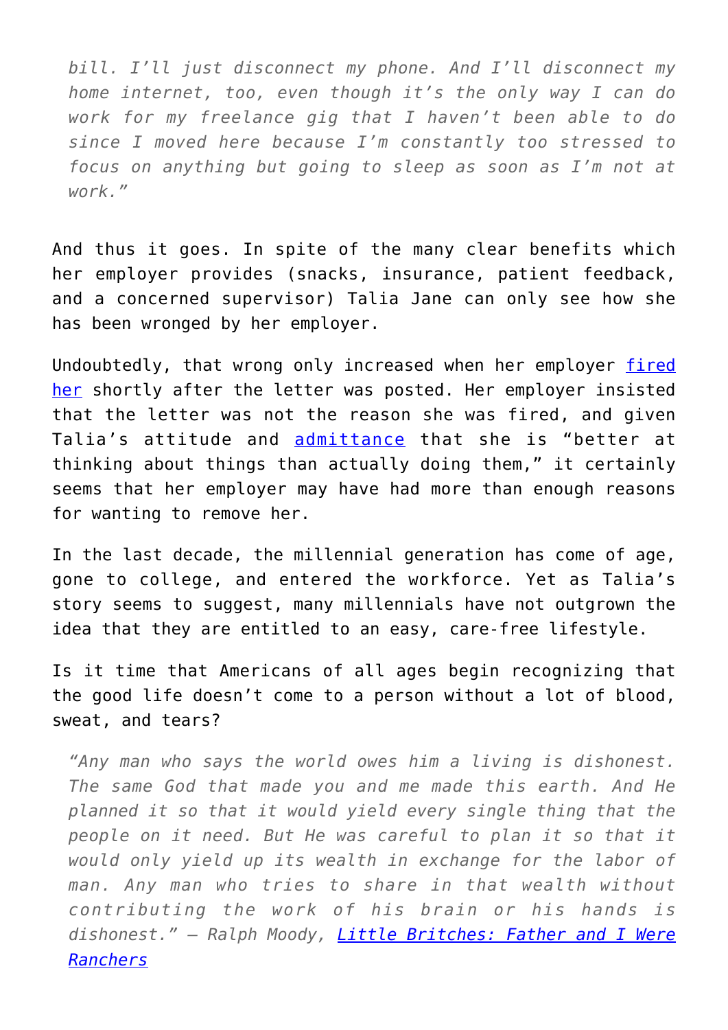*bill. I'll just disconnect my phone. And I'll disconnect my home internet, too, even though it's the only way I can do work for my freelance gig that I haven't been able to do since I moved here because I'm constantly too stressed to focus on anything but going to sleep as soon as I'm not at work."*

And thus it goes. In spite of the many clear benefits which her employer provides (snacks, insurance, patient feedback, and a concerned supervisor) Talia Jane can only see how she has been wronged by her employer.

Undoubtedly, that wrong only increased when her employer fired her shortly after the letter was posted. Her employer insisted that the letter was not the reason she was fired, and given Talia's attitude and admittance that she is "better at thinking about things than actually doing them," it certainly seems that her employer may have had more than enough reasons for wanting to remove her.

In the last decade, the millennial generation has come of age, gone to college, and entered the workforce. Yet as Talia's story seems to suggest, many millennials have not outgrown the idea that they are entitled to an easy, care-free lifestyle.

Is it time that Americans of all ages begin recognizing that the good life doesn't come to a person without a lot of blood, sweat, and tears?

> *"Any man who says the world owes him a living is dishonest. The same God that made you and me made this earth. And He planned it so that it would yield every single thing that the people on it need. But He was careful to plan it so that it would only yield up its wealth in exchange for the labor of man. Any man who tries to share in that wealth without contributing the work of his brain or his hands is dishonest." – Ralph Moody, Little Britches: Father and I Were Ranchers*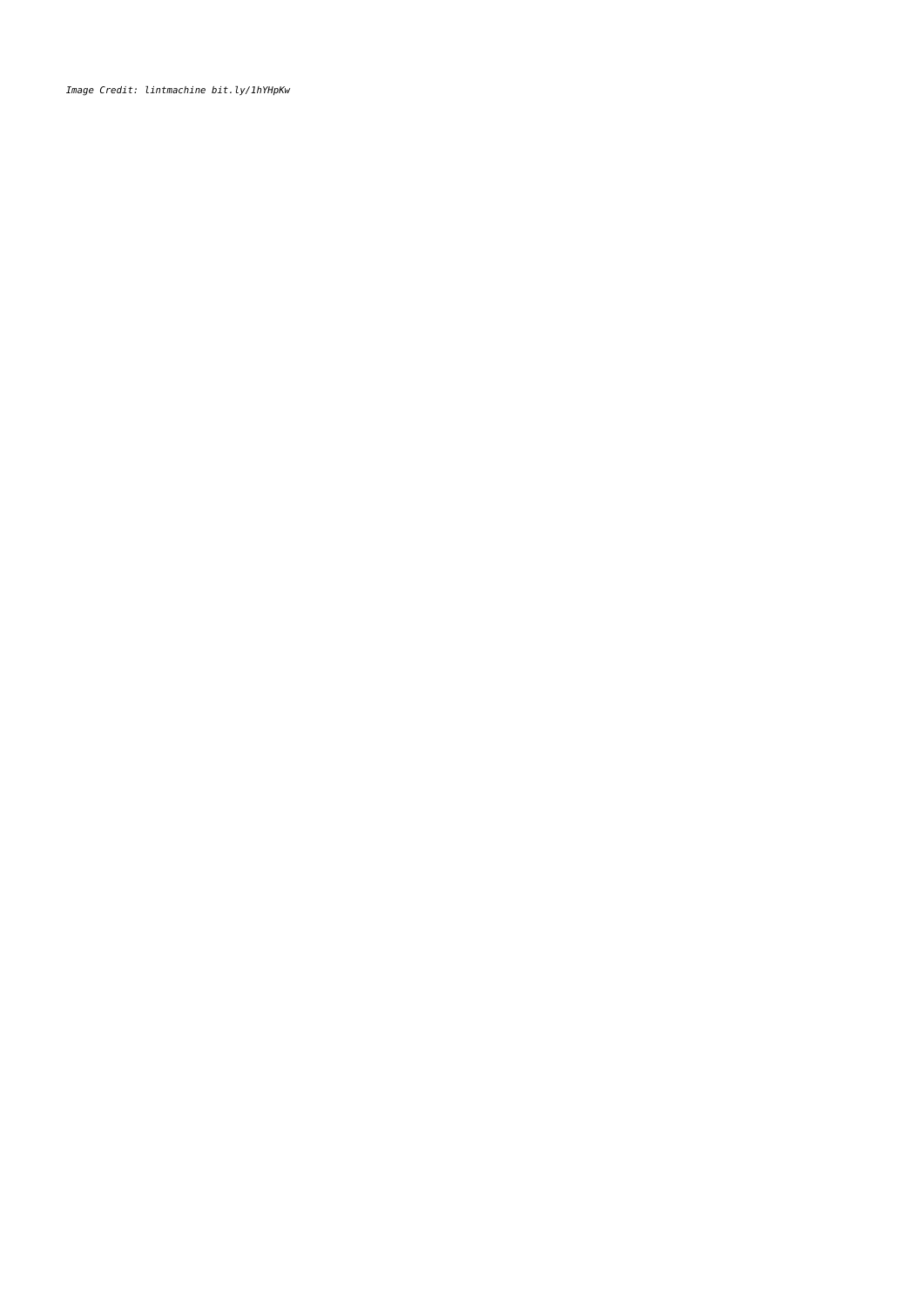*Image Credit: lintmachine bit.ly/1hYHpKw*